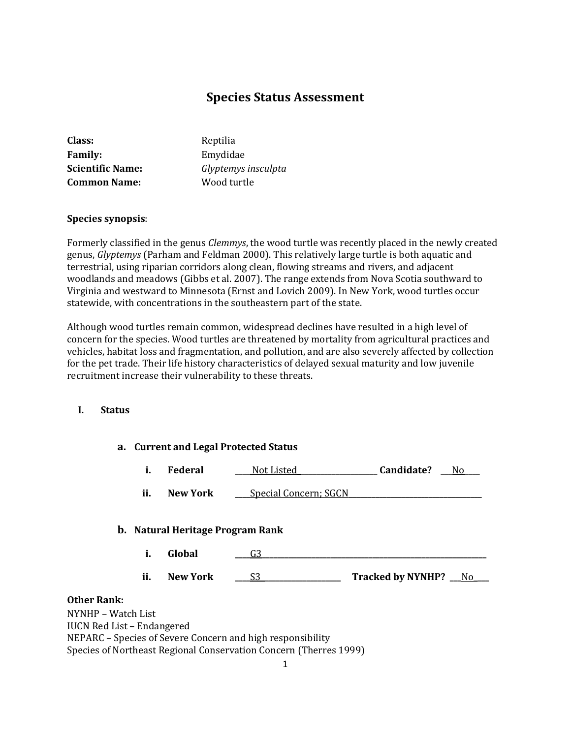# Species Status Assessment

**Class:** Reptilia
**Family:** Emydidae
**Scientific Name:** *Glyptemys insculpta*
**Common Name:** Wood turtle

**Species synopsis**:

Formerly classified in the genus *Clemmys*, the wood turtle was recently placed in the newly created genus, *Glyptemys* (Parham and Feldman 2000). This relatively large turtle is both aquatic and terrestrial, using riparian corridors along clean, flowing streams and rivers, and adjacent woodlands and meadows (Gibbs et al. 2007). The range extends from Nova Scotia southward to Virginia and westward to Minnesota (Ernst and Lovich 2009). In New York, wood turtles occur statewide, with concentrations in the southeastern part of the state.

Although wood turtles remain common, widespread declines have resulted in a high level of concern for the species. Wood turtles are threatened by mortality from agricultural practices and vehicles, habitat loss and fragmentation, and pollution, and are also severely affected by collection for the pet trade. Their life history characteristics of delayed sexual maturity and low juvenile recruitment increase their vulnerability to these threats.

## I. Status

### a. Current and Legal Protected Status

i. **Federal** ____Not Listed____ **Candidate?** ___No___

ii. **New York** ____Special Concern; SGCN____

### b. Natural Heritage Program Rank

i. **Global** ____G3____

ii. **New York** ____S3____ **Tracked by NYNHP?** ___No___

**Other Rank:**

NYNHP – Watch List
IUCN Red List – Endangered
NEPARC – Species of Severe Concern and high responsibility
Species of Northeast Regional Conservation Concern (Therres 1999)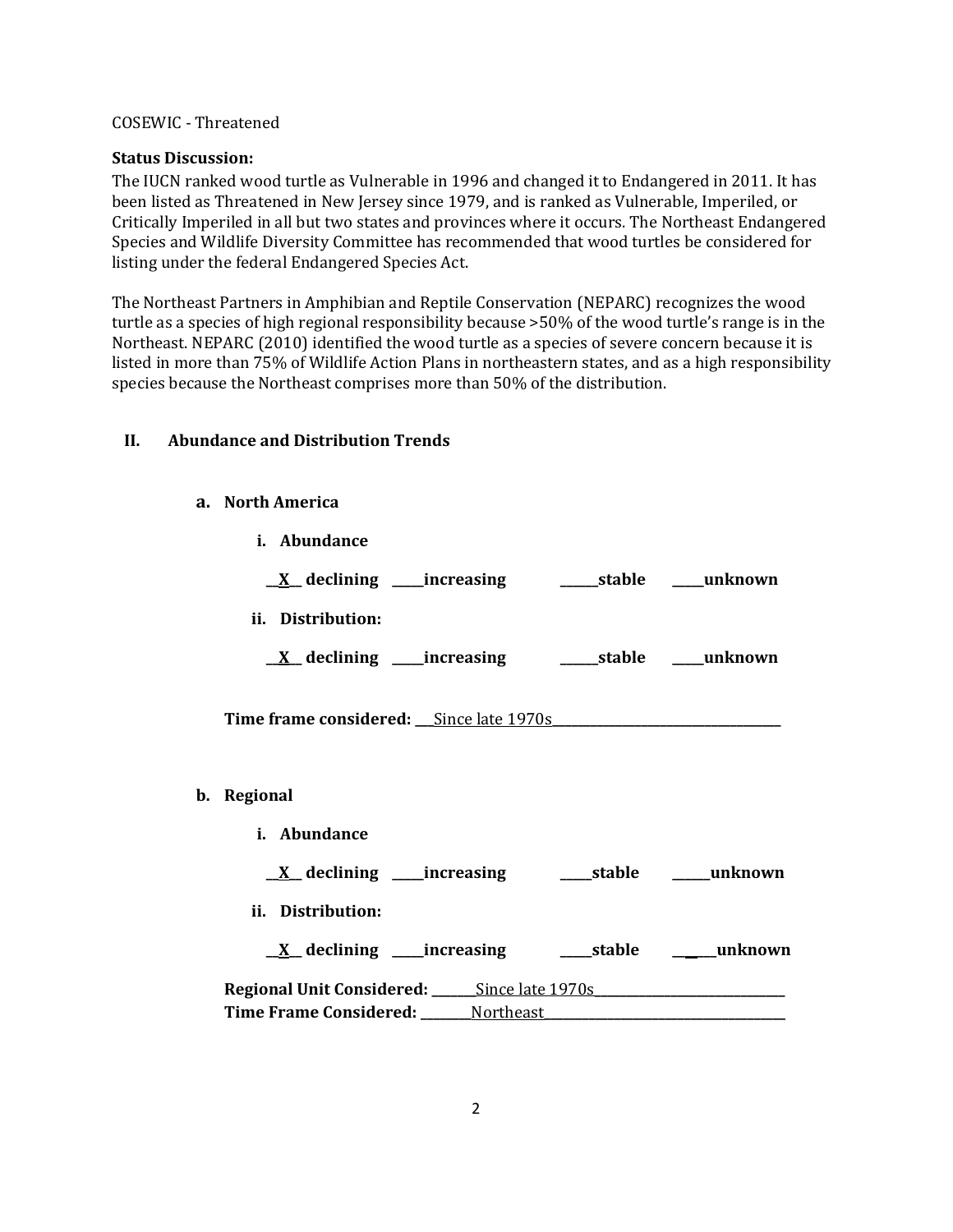COSEWIC - Threatened

**Status Discussion:**
The IUCN ranked wood turtle as Vulnerable in 1996 and changed it to Endangered in 2011. It has been listed as Threatened in New Jersey since 1979, and is ranked as Vulnerable, Imperiled, or Critically Imperiled in all but two states and provinces where it occurs. The Northeast Endangered Species and Wildlife Diversity Committee has recommended that wood turtles be considered for listing under the federal Endangered Species Act.

The Northeast Partners in Amphibian and Reptile Conservation (NEPARC) recognizes the wood turtle as a species of high regional responsibility because >50% of the wood turtle's range is in the Northeast. NEPARC (2010) identified the wood turtle as a species of severe concern because it is listed in more than 75% of Wildlife Action Plans in northeastern states, and as a high responsibility species because the Northeast comprises more than 50% of the distribution.

## II. Abundance and Distribution Trends

### a. North America

**i. Abundance**

**__X__ declining \_\_\_\_\_increasing \_\_\_\_\_\_stable \_\_\_\_\_unknown**

**ii. Distribution:**

**__X__ declining \_\_\_\_\_increasing \_\_\_\_\_\_stable \_\_\_\_\_unknown**

**Time frame considered:** ___Since late 1970s___

### b. Regional

**i. Abundance**

**__X__ declining \_\_\_\_\_increasing \_\_\_\_\_stable \_\_\_\_\_\_unknown**

**ii. Distribution:**

**__X__ declining \_\_\_\_\_increasing \_\_\_\_\_stable \_\_\_\_\_\_unknown**

**Regional Unit Considered:** ___Since late 1970s___
**Time Frame Considered:** ___Northeast___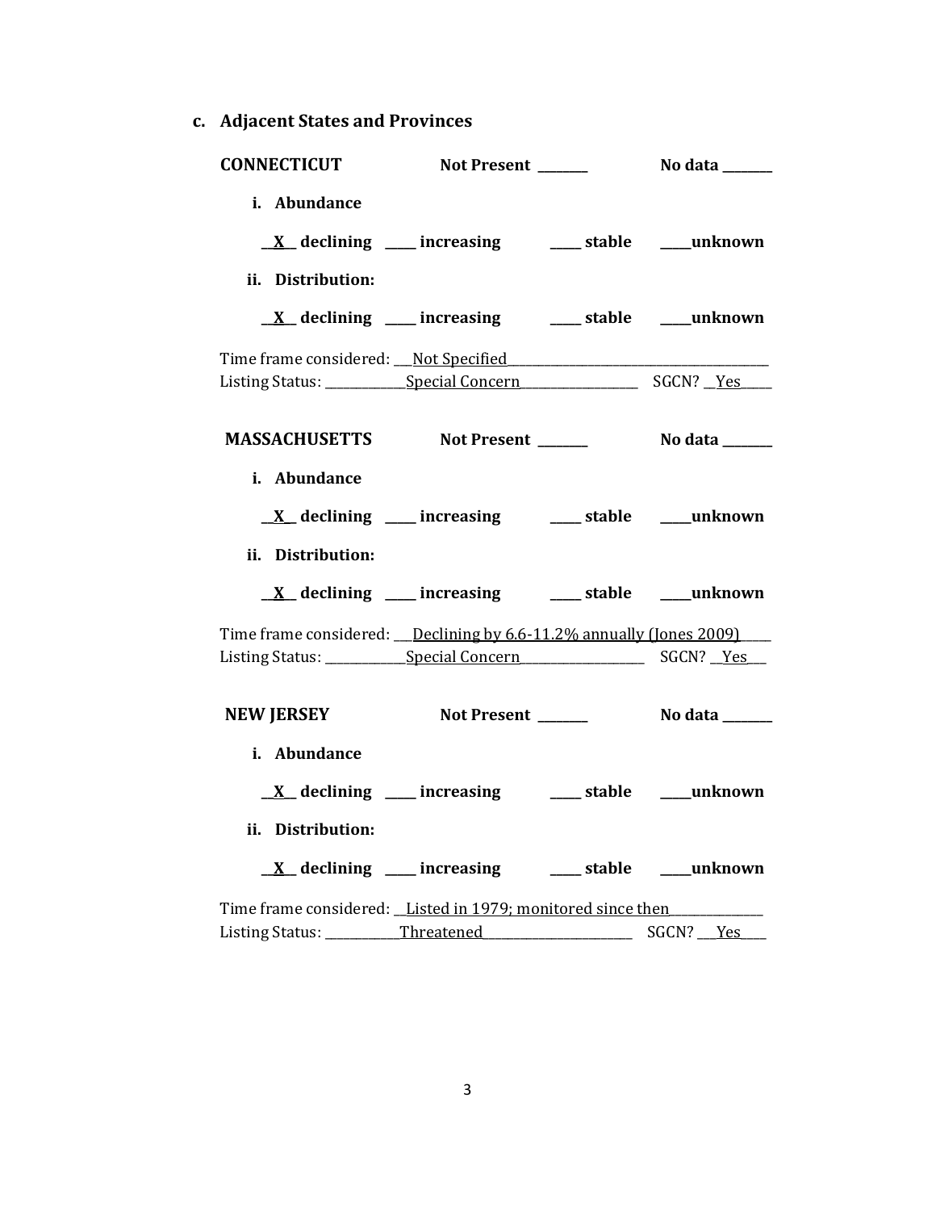**c. Adjacent States and Provinces**

**CONNECTICUT** **Not Present _______** **No data _______**

**i. Abundance**

**__X__ declining ____ increasing ____ stable ____unknown**

**ii. Distribution:**

**__X__ declining ____ increasing ____ stable ____unknown**

Time frame considered: ___Not Specified_______________________________________

Listing Status: ____________Special Concern__________________ SGCN? __Yes_____

**MASSACHUSETTS** **Not Present _______** **No data _______**

**i. Abundance**

**__X__ declining ____ increasing ____ stable ____unknown**

**ii. Distribution:**

**__X__ declining ____ increasing ____ stable ____unknown**

Time frame considered: ___Declining by 6.6-11.2% annually (Jones 2009)_____

Listing Status: ____________Special Concern___________________ SGCN? __Yes___

**NEW JERSEY** **Not Present _______** **No data _______**

**i. Abundance**

**__X__ declining ____ increasing ____ stable ____unknown**

**ii. Distribution:**

**__X__ declining ____ increasing ____ stable ____unknown**

Time frame considered: __Listed in 1979; monitored since then_____________

Listing Status: ___________Threatened_______________________ SGCN? ___Yes____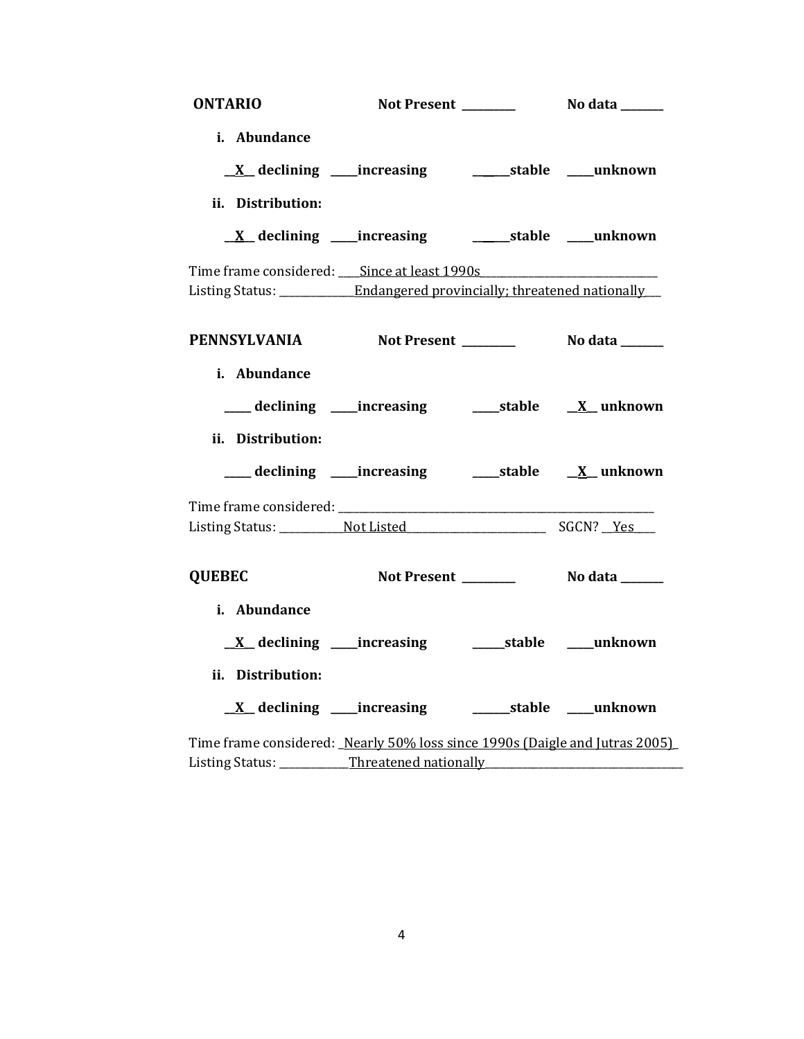**ONTARIO** **Not Present ________** **No data _______**

**i. Abundance**

**__X__ declining ____increasing ______stable ____unknown**

**ii. Distribution:**

**__X__ declining ____increasing ______stable ____unknown**

Time frame considered: ____Since at least 1990s______________________________

Listing Status: _____________Endangered provincially; threatened nationally___

**PENNSYLVANIA** **Not Present ________** **No data _______**

**i. Abundance**

**____ declining ____increasing ____stable __X__ unknown**

**ii. Distribution:**

**____ declining ____increasing ____stable __X__ unknown**

Time frame considered: ________________________________________________________

Listing Status: ___________Not Listed________________________ SGCN? __Yes____

**QUEBEC** **Not Present ________** **No data _______**

**i. Abundance**

**__X__ declining ____increasing _____stable ____unknown**

**ii. Distribution:**

**__X__ declining ____increasing ______stable ____unknown**

Time frame considered: _Nearly 50% loss since 1990s (Daigle and Jutras 2005)_

Listing Status: ____________Threatened nationally___________________________________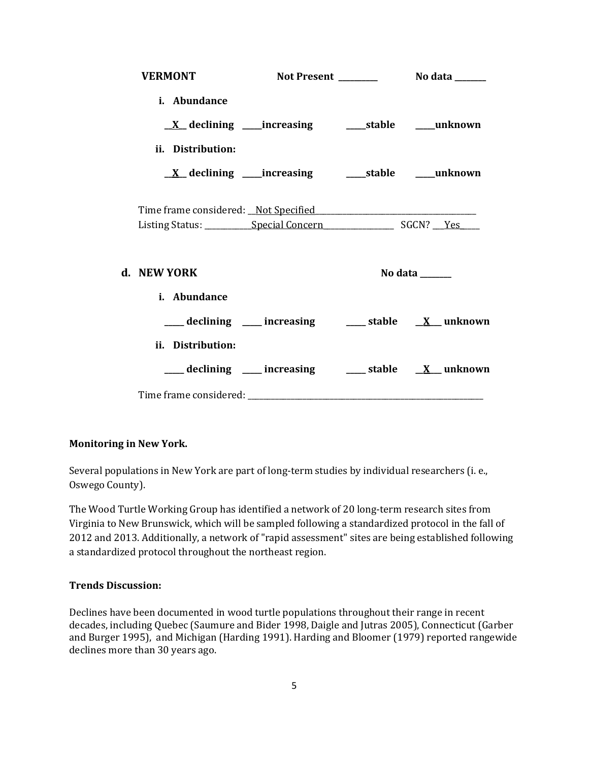**VERMONT** Not Present _________ No data _______

**i. Abundance**

__X__ declining _____increasing _____stable _____unknown

**ii. Distribution:**

__X__ declining _____increasing _____stable _____unknown

Time frame considered: __Not Specified__________________________________________

Listing Status: ____________Special Concern__________________ SGCN? ___Yes_____

**d. NEW YORK** No data _______

**i. Abundance**

_____ declining _____ increasing _____ stable __X___ unknown

**ii. Distribution:**

_____ declining _____ increasing _____ stable __X___ unknown

Time frame considered: ______________________________________________________________

**Monitoring in New York.**

Several populations in New York are part of long-term studies by individual researchers (i. e., Oswego County).

The Wood Turtle Working Group has identified a network of 20 long-term research sites from Virginia to New Brunswick, which will be sampled following a standardized protocol in the fall of 2012 and 2013. Additionally, a network of "rapid assessment" sites are being established following a standardized protocol throughout the northeast region.

**Trends Discussion:**

Declines have been documented in wood turtle populations throughout their range in recent decades, including Quebec (Saumure and Bider 1998, Daigle and Jutras 2005), Connecticut (Garber and Burger 1995), and Michigan (Harding 1991). Harding and Bloomer (1979) reported rangewide declines more than 30 years ago.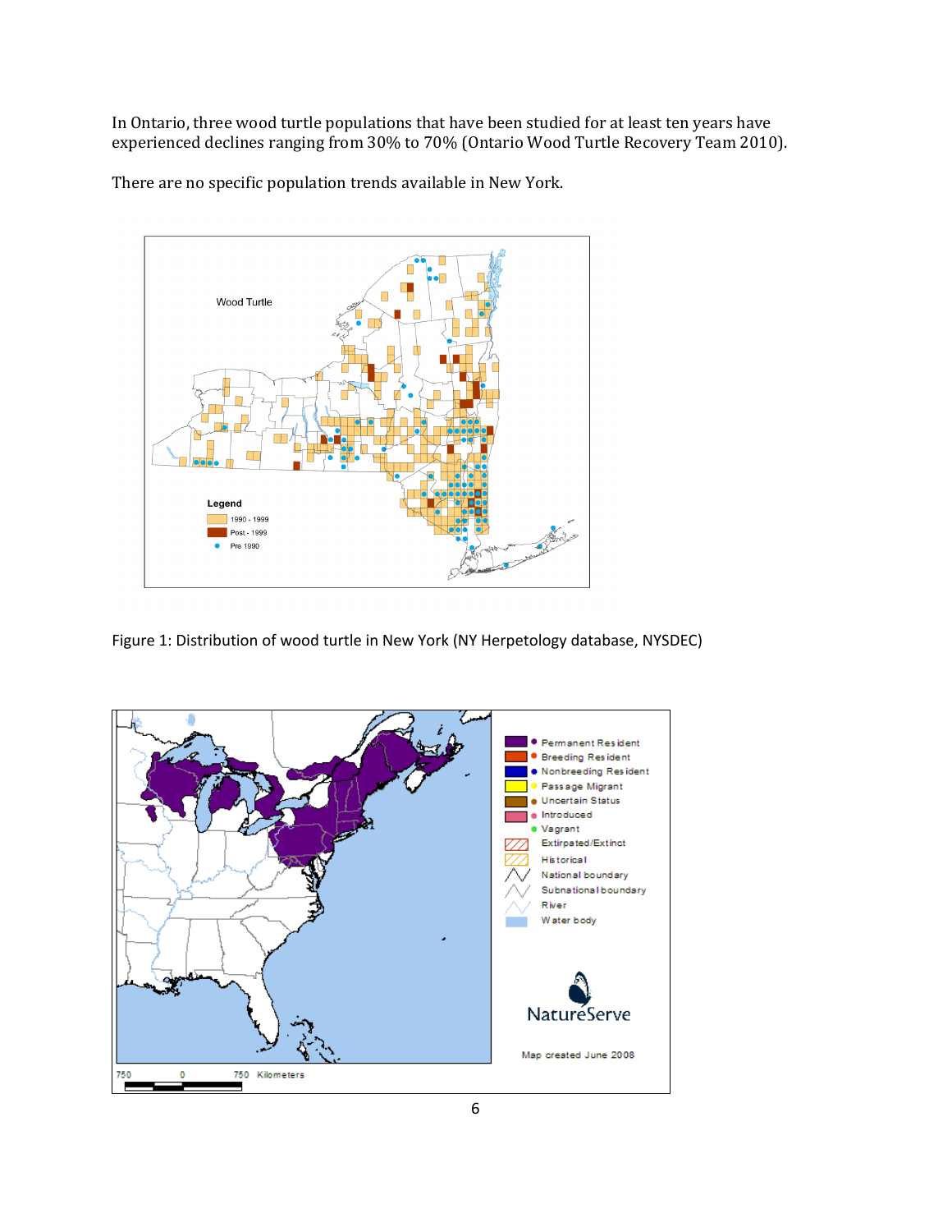In Ontario, three wood turtle populations that have been studied for at least ten years have experienced declines ranging from 30% to 70% (Ontario Wood Turtle Recovery Team 2010).

There are no specific population trends available in New York.

Figure 1: Distribution of wood turtle in New York (NY Herpetology database, NYSDEC)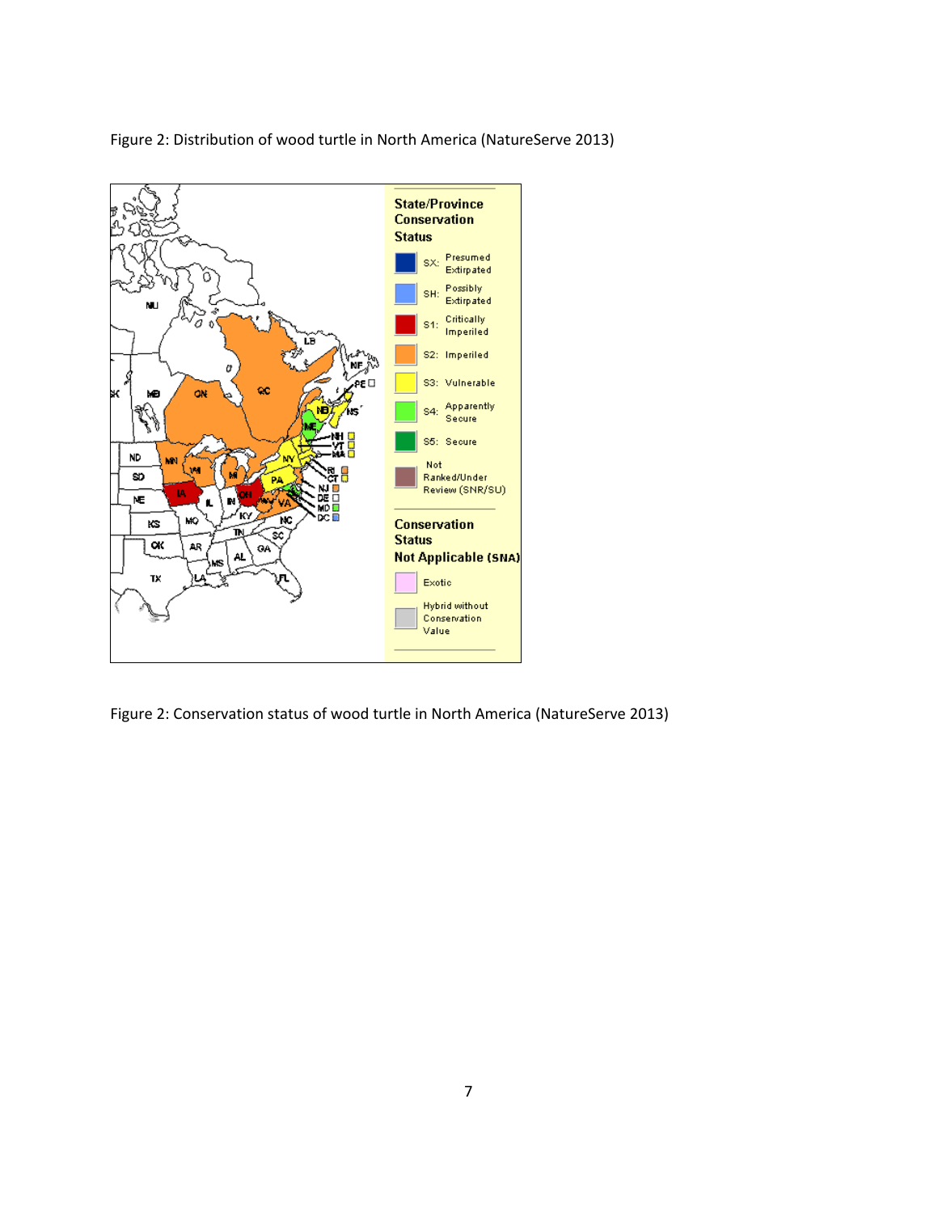Figure 2: Distribution of wood turtle in North America (NatureServe 2013)

Figure 2: Conservation status of wood turtle in North America (NatureServe 2013)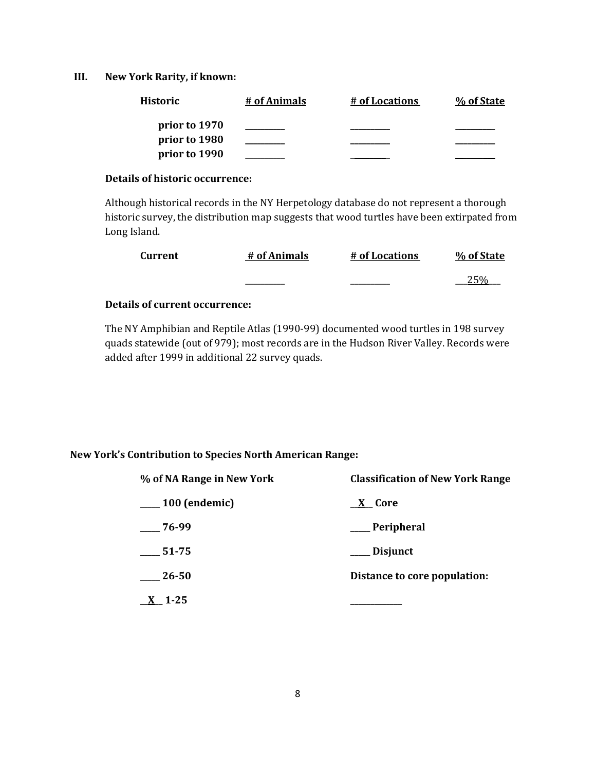## III. New York Rarity, if known:

| Historic | # of Animals | # of Locations | % of State |
|---|---|---|---|
| prior to 1970 | ________ | ________ | ________ |
| prior to 1980 | ________ | ________ | ________ |
| prior to 1990 | ________ | ________ | ________ |

**Details of historic occurrence:**

Although historical records in the NY Herpetology database do not represent a thorough historic survey, the distribution map suggests that wood turtles have been extirpated from Long Island.

| Current | # of Animals | # of Locations | % of State |
|---|---|---|---|
| | ________ | ________ | __25%__ |

**Details of current occurrence:**

The NY Amphibian and Reptile Atlas (1990-99) documented wood turtles in 198 survey quads statewide (out of 979); most records are in the Hudson River Valley. Records were added after 1999 in additional 22 survey quads.

**New York's Contribution to Species North American Range:**

| % of NA Range in New York | Classification of New York Range |
|---|---|
| _____ 100 (endemic) | __X__ Core |
| _____ 76-99 | _____ Peripheral |
| _____ 51-75 | _____ Disjunct |
| _____ 26-50 | **Distance to core population:** |
| __X__ 1-25 | ____________ |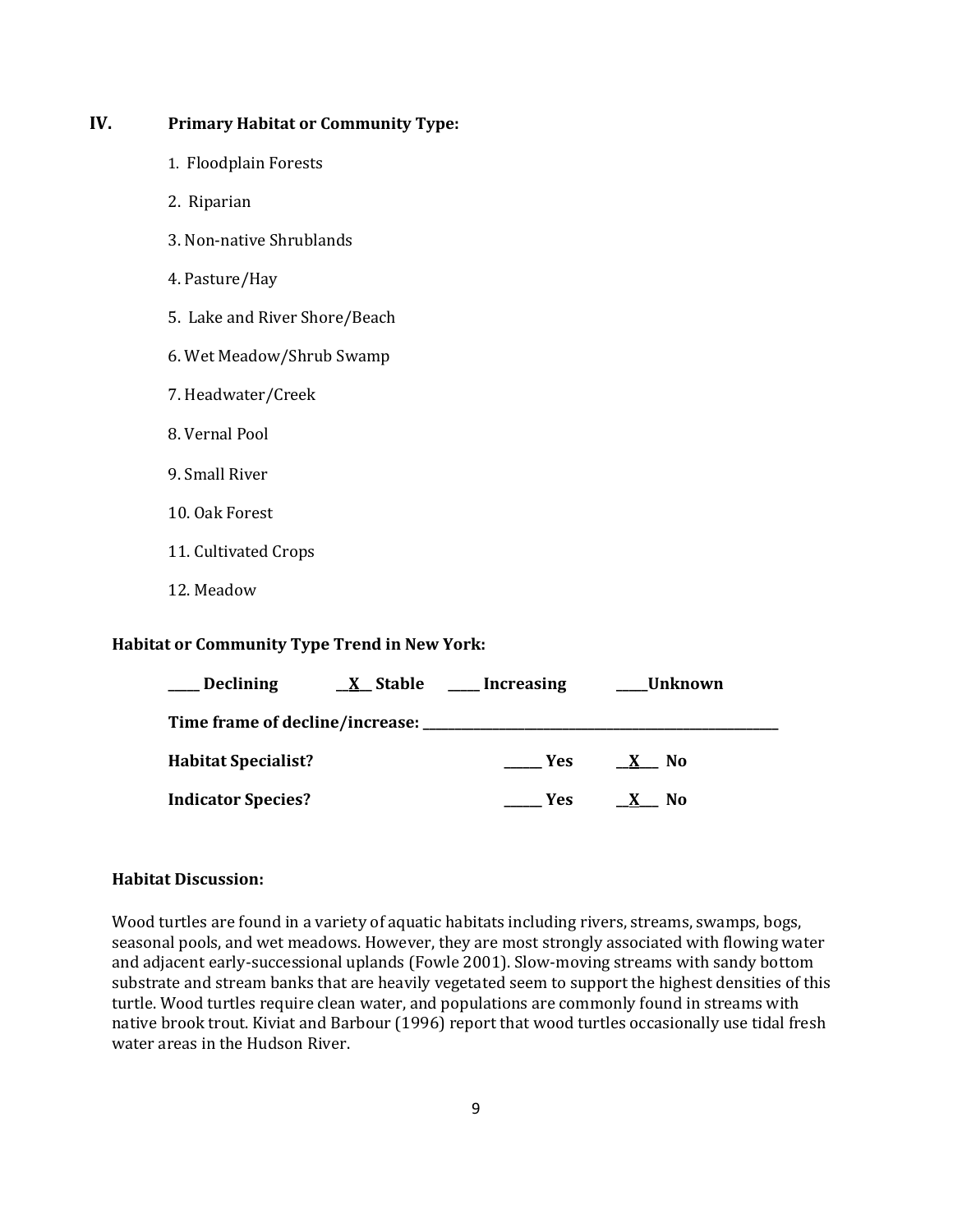## IV. Primary Habitat or Community Type:

1. Floodplain Forests
2. Riparian
3. Non-native Shrublands
4. Pasture/Hay
5. Lake and River Shore/Beach
6. Wet Meadow/Shrub Swamp
7. Headwater/Creek
8. Vernal Pool
9. Small River
10. Oak Forest
11. Cultivated Crops
12. Meadow

**Habitat or Community Type Trend in New York:**

**_____ Declining** **__X__ Stable** **_____ Increasing** **_____Unknown**

**Time frame of decline/increase: _______________________________________________**

**Habitat Specialist?** **______ Yes** **__X___ No**

**Indicator Species?** **______ Yes** **__X___ No**

**Habitat Discussion:**

Wood turtles are found in a variety of aquatic habitats including rivers, streams, swamps, bogs, seasonal pools, and wet meadows. However, they are most strongly associated with flowing water and adjacent early-successional uplands (Fowle 2001). Slow-moving streams with sandy bottom substrate and stream banks that are heavily vegetated seem to support the highest densities of this turtle. Wood turtles require clean water, and populations are commonly found in streams with native brook trout. Kiviat and Barbour (1996) report that wood turtles occasionally use tidal fresh water areas in the Hudson River.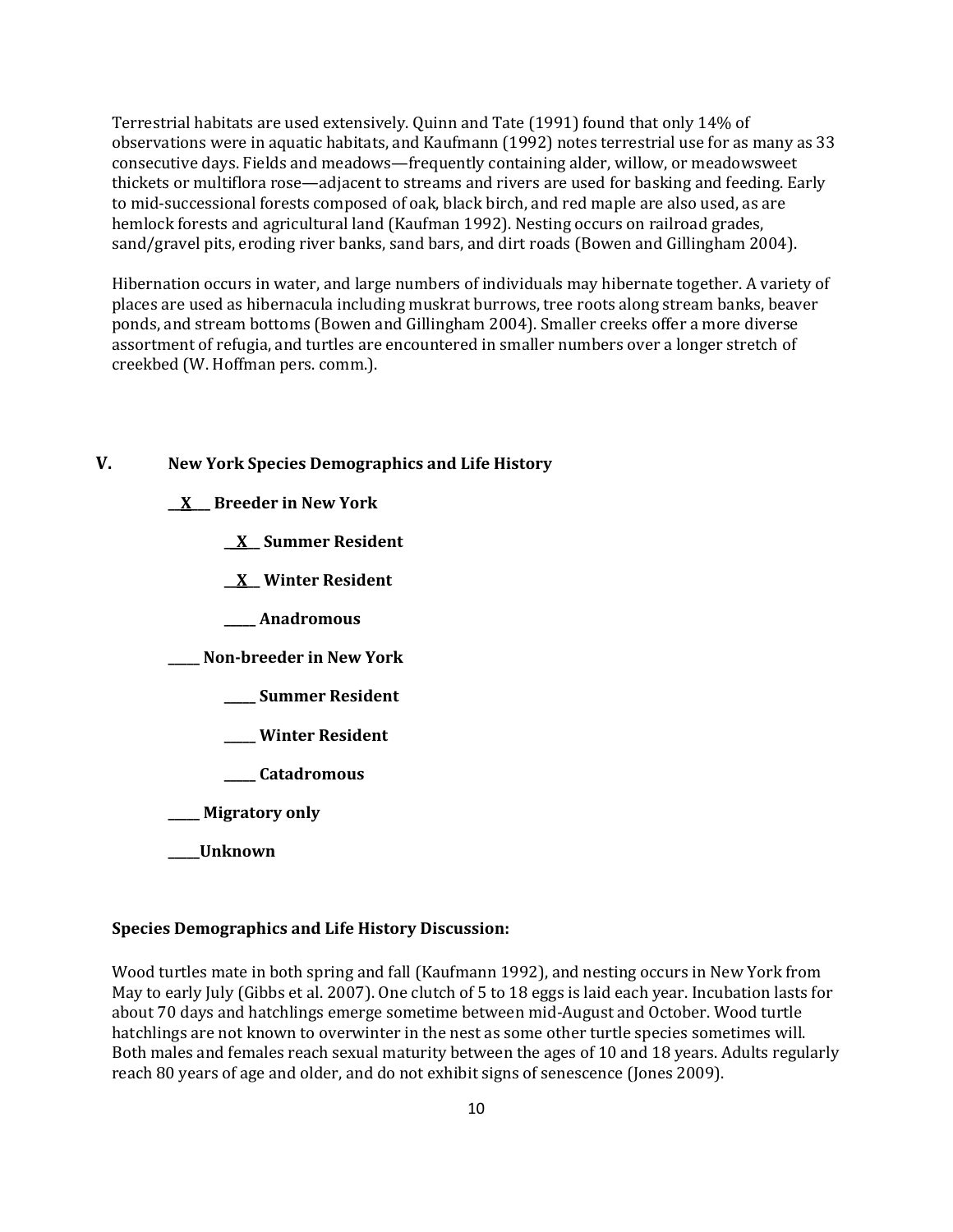Terrestrial habitats are used extensively. Quinn and Tate (1991) found that only 14% of observations were in aquatic habitats, and Kaufmann (1992) notes terrestrial use for as many as 33 consecutive days. Fields and meadows—frequently containing alder, willow, or meadowsweet thickets or multiflora rose—adjacent to streams and rivers are used for basking and feeding. Early to mid-successional forests composed of oak, black birch, and red maple are also used, as are hemlock forests and agricultural land (Kaufman 1992). Nesting occurs on railroad grades, sand/gravel pits, eroding river banks, sand bars, and dirt roads (Bowen and Gillingham 2004).

Hibernation occurs in water, and large numbers of individuals may hibernate together. A variety of places are used as hibernacula including muskrat burrows, tree roots along stream banks, beaver ponds, and stream bottoms (Bowen and Gillingham 2004). Smaller creeks offer a more diverse assortment of refugia, and turtles are encountered in smaller numbers over a longer stretch of creekbed (W. Hoffman pers. comm.).

## V. New York Species Demographics and Life History

**__X__ Breeder in New York**

- **__X__ Summer Resident**
- **__X__ Winter Resident**
- **_____ Anadromous**

**_____ Non-breeder in New York**

- **_____ Summer Resident**
- **_____ Winter Resident**
- **_____ Catadromous**

**_____ Migratory only**

**_____Unknown**

**Species Demographics and Life History Discussion:**

Wood turtles mate in both spring and fall (Kaufmann 1992), and nesting occurs in New York from May to early July (Gibbs et al. 2007). One clutch of 5 to 18 eggs is laid each year. Incubation lasts for about 70 days and hatchlings emerge sometime between mid-August and October. Wood turtle hatchlings are not known to overwinter in the nest as some other turtle species sometimes will. Both males and females reach sexual maturity between the ages of 10 and 18 years. Adults regularly reach 80 years of age and older, and do not exhibit signs of senescence (Jones 2009).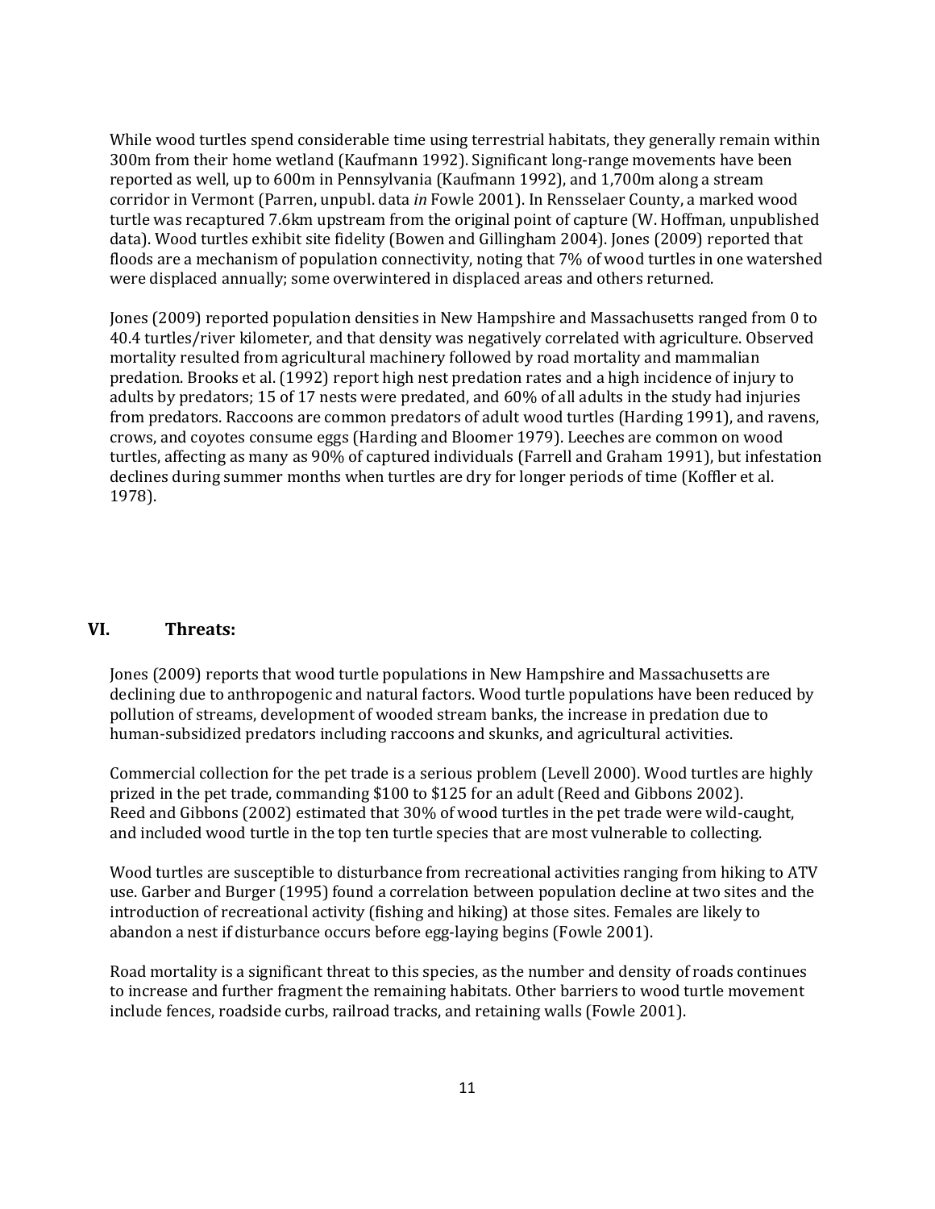While wood turtles spend considerable time using terrestrial habitats, they generally remain within 300m from their home wetland (Kaufmann 1992). Significant long-range movements have been reported as well, up to 600m in Pennsylvania (Kaufmann 1992), and 1,700m along a stream corridor in Vermont (Parren, unpubl. data *in* Fowle 2001). In Rensselaer County, a marked wood turtle was recaptured 7.6km upstream from the original point of capture (W. Hoffman, unpublished data). Wood turtles exhibit site fidelity (Bowen and Gillingham 2004). Jones (2009) reported that floods are a mechanism of population connectivity, noting that 7% of wood turtles in one watershed were displaced annually; some overwintered in displaced areas and others returned.

Jones (2009) reported population densities in New Hampshire and Massachusetts ranged from 0 to 40.4 turtles/river kilometer, and that density was negatively correlated with agriculture. Observed mortality resulted from agricultural machinery followed by road mortality and mammalian predation. Brooks et al. (1992) report high nest predation rates and a high incidence of injury to adults by predators; 15 of 17 nests were predated, and 60% of all adults in the study had injuries from predators. Raccoons are common predators of adult wood turtles (Harding 1991), and ravens, crows, and coyotes consume eggs (Harding and Bloomer 1979). Leeches are common on wood turtles, affecting as many as 90% of captured individuals (Farrell and Graham 1991), but infestation declines during summer months when turtles are dry for longer periods of time (Koffler et al. 1978).

## VI. Threats:

Jones (2009) reports that wood turtle populations in New Hampshire and Massachusetts are declining due to anthropogenic and natural factors. Wood turtle populations have been reduced by pollution of streams, development of wooded stream banks, the increase in predation due to human-subsidized predators including raccoons and skunks, and agricultural activities.

Commercial collection for the pet trade is a serious problem (Levell 2000). Wood turtles are highly prized in the pet trade, commanding $100 to $125 for an adult (Reed and Gibbons 2002). Reed and Gibbons (2002) estimated that 30% of wood turtles in the pet trade were wild-caught, and included wood turtle in the top ten turtle species that are most vulnerable to collecting.

Wood turtles are susceptible to disturbance from recreational activities ranging from hiking to ATV use. Garber and Burger (1995) found a correlation between population decline at two sites and the introduction of recreational activity (fishing and hiking) at those sites. Females are likely to abandon a nest if disturbance occurs before egg-laying begins (Fowle 2001).

Road mortality is a significant threat to this species, as the number and density of roads continues to increase and further fragment the remaining habitats. Other barriers to wood turtle movement include fences, roadside curbs, railroad tracks, and retaining walls (Fowle 2001).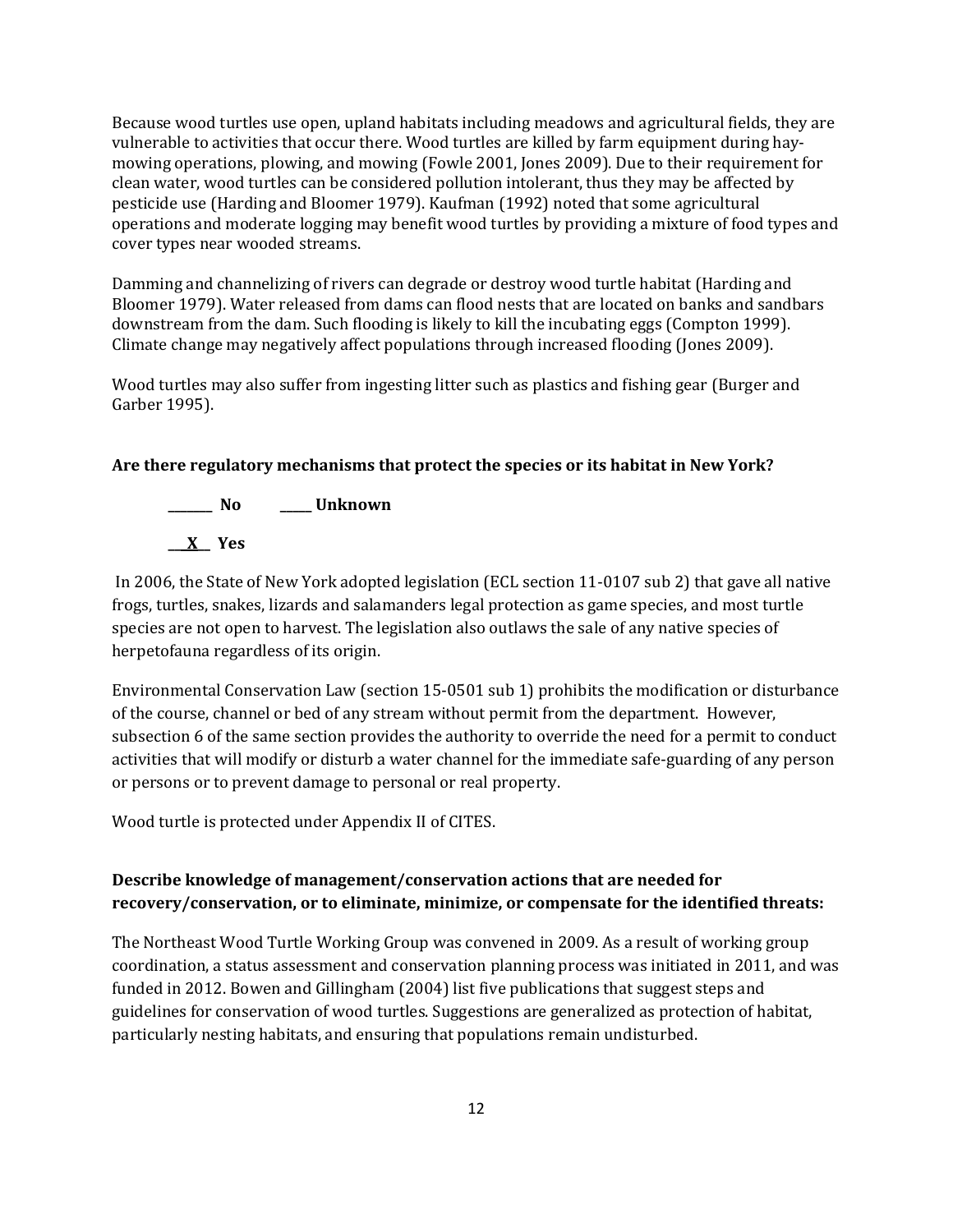Because wood turtles use open, upland habitats including meadows and agricultural fields, they are vulnerable to activities that occur there. Wood turtles are killed by farm equipment during hay-mowing operations, plowing, and mowing (Fowle 2001, Jones 2009). Due to their requirement for clean water, wood turtles can be considered pollution intolerant, thus they may be affected by pesticide use (Harding and Bloomer 1979). Kaufman (1992) noted that some agricultural operations and moderate logging may benefit wood turtles by providing a mixture of food types and cover types near wooded streams.

Damming and channelizing of rivers can degrade or destroy wood turtle habitat (Harding and Bloomer 1979). Water released from dams can flood nests that are located on banks and sandbars downstream from the dam. Such flooding is likely to kill the incubating eggs (Compton 1999). Climate change may negatively affect populations through increased flooding (Jones 2009).

Wood turtles may also suffer from ingesting litter such as plastics and fishing gear (Burger and Garber 1995).

**Are there regulatory mechanisms that protect the species or its habitat in New York?**

**_______ No      _____ Unknown**

**__X__ Yes**

In 2006, the State of New York adopted legislation (ECL section 11-0107 sub 2) that gave all native frogs, turtles, snakes, lizards and salamanders legal protection as game species, and most turtle species are not open to harvest. The legislation also outlaws the sale of any native species of herpetofauna regardless of its origin.

Environmental Conservation Law (section 15-0501 sub 1) prohibits the modification or disturbance of the course, channel or bed of any stream without permit from the department. However, subsection 6 of the same section provides the authority to override the need for a permit to conduct activities that will modify or disturb a water channel for the immediate safe-guarding of any person or persons or to prevent damage to personal or real property.

Wood turtle is protected under Appendix II of CITES.

**Describe knowledge of management/conservation actions that are needed for recovery/conservation, or to eliminate, minimize, or compensate for the identified threats:**

The Northeast Wood Turtle Working Group was convened in 2009. As a result of working group coordination, a status assessment and conservation planning process was initiated in 2011, and was funded in 2012. Bowen and Gillingham (2004) list five publications that suggest steps and guidelines for conservation of wood turtles. Suggestions are generalized as protection of habitat, particularly nesting habitats, and ensuring that populations remain undisturbed.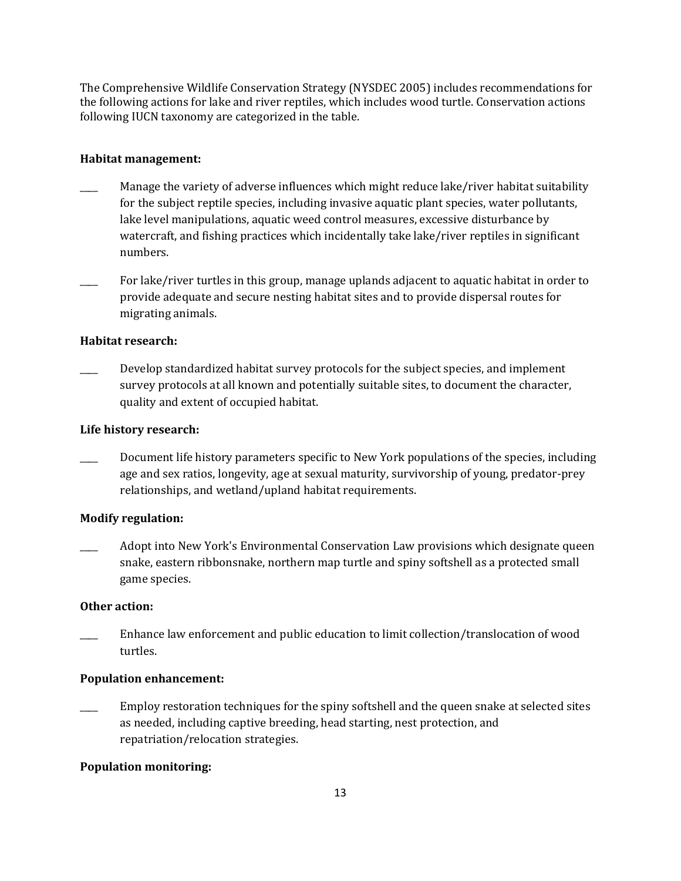The Comprehensive Wildlife Conservation Strategy (NYSDEC 2005) includes recommendations for the following actions for lake and river reptiles, which includes wood turtle. Conservation actions following IUCN taxonomy are categorized in the table.

**Habitat management:**

____ Manage the variety of adverse influences which might reduce lake/river habitat suitability for the subject reptile species, including invasive aquatic plant species, water pollutants, lake level manipulations, aquatic weed control measures, excessive disturbance by watercraft, and fishing practices which incidentally take lake/river reptiles in significant numbers.

____ For lake/river turtles in this group, manage uplands adjacent to aquatic habitat in order to provide adequate and secure nesting habitat sites and to provide dispersal routes for migrating animals.

**Habitat research:**

____ Develop standardized habitat survey protocols for the subject species, and implement survey protocols at all known and potentially suitable sites, to document the character, quality and extent of occupied habitat.

**Life history research:**

____ Document life history parameters specific to New York populations of the species, including age and sex ratios, longevity, age at sexual maturity, survivorship of young, predator-prey relationships, and wetland/upland habitat requirements.

**Modify regulation:**

____ Adopt into New York's Environmental Conservation Law provisions which designate queen snake, eastern ribbonsnake, northern map turtle and spiny softshell as a protected small game species.

**Other action:**

____ Enhance law enforcement and public education to limit collection/translocation of wood turtles.

**Population enhancement:**

____ Employ restoration techniques for the spiny softshell and the queen snake at selected sites as needed, including captive breeding, head starting, nest protection, and repatriation/relocation strategies.

**Population monitoring:**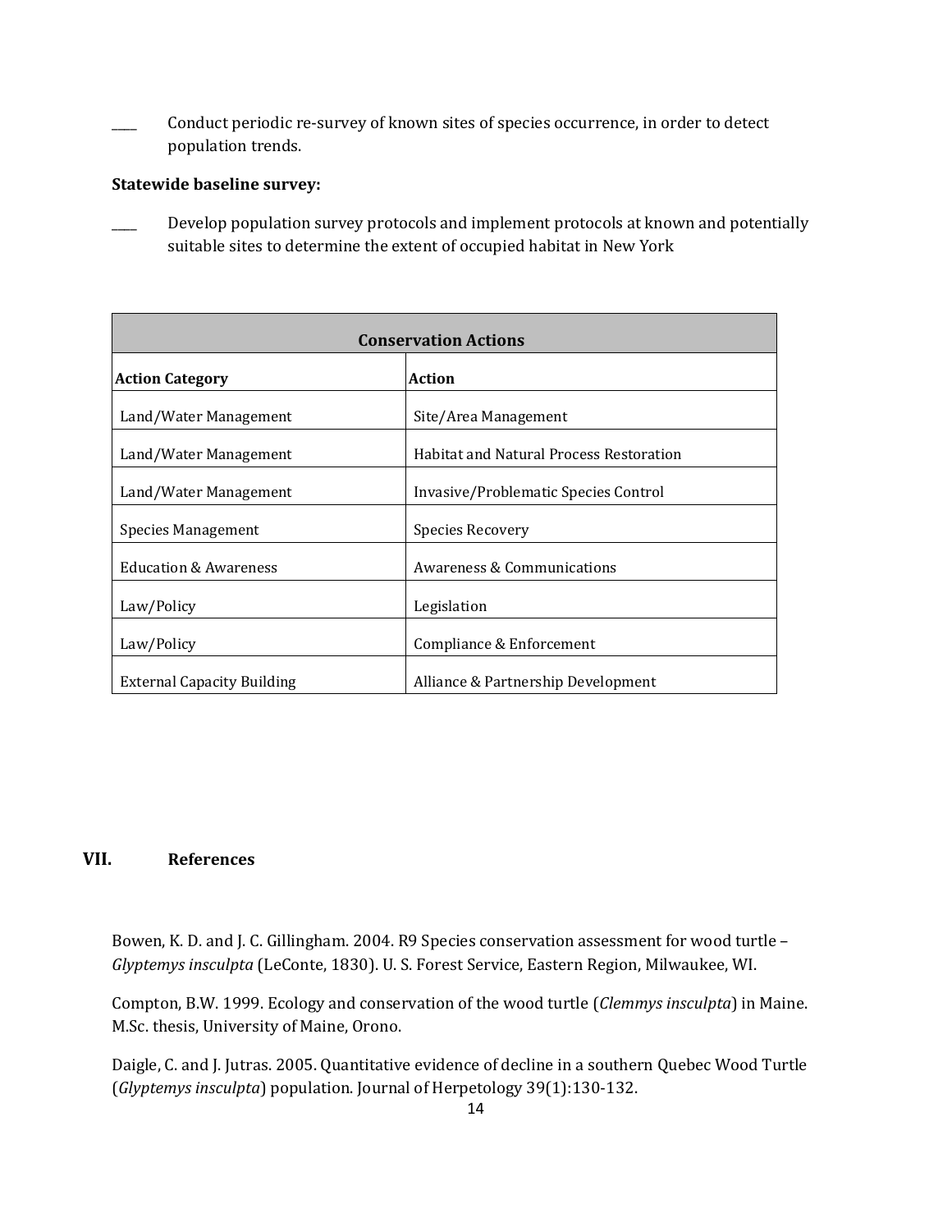____ Conduct periodic re-survey of known sites of species occurrence, in order to detect population trends.

**Statewide baseline survey:**

____ Develop population survey protocols and implement protocols at known and potentially suitable sites to determine the extent of occupied habitat in New York

| **Conservation Actions** | |
|---|---|
| **Action Category** | **Action** |
| Land/Water Management | Site/Area Management |
| Land/Water Management | Habitat and Natural Process Restoration |
| Land/Water Management | Invasive/Problematic Species Control |
| Species Management | Species Recovery |
| Education & Awareness | Awareness & Communications |
| Law/Policy | Legislation |
| Law/Policy | Compliance & Enforcement |
| External Capacity Building | Alliance & Partnership Development |

## VII. References

Bowen, K. D. and J. C. Gillingham. 2004. R9 Species conservation assessment for wood turtle – *Glyptemys insculpta* (LeConte, 1830). U. S. Forest Service, Eastern Region, Milwaukee, WI.

Compton, B.W. 1999. Ecology and conservation of the wood turtle (*Clemmys insculpta*) in Maine. M.Sc. thesis, University of Maine, Orono.

Daigle, C. and J. Jutras. 2005. Quantitative evidence of decline in a southern Quebec Wood Turtle (*Glyptemys insculpta*) population. Journal of Herpetology 39(1):130-132.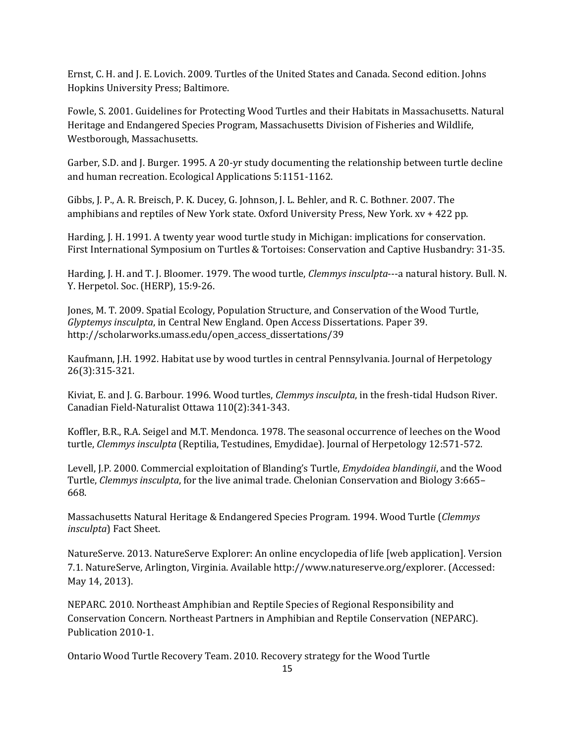Ernst, C. H. and J. E. Lovich. 2009. Turtles of the United States and Canada. Second edition. Johns Hopkins University Press; Baltimore.

Fowle, S. 2001. Guidelines for Protecting Wood Turtles and their Habitats in Massachusetts. Natural Heritage and Endangered Species Program, Massachusetts Division of Fisheries and Wildlife, Westborough, Massachusetts.

Garber, S.D. and J. Burger. 1995. A 20-yr study documenting the relationship between turtle decline and human recreation. Ecological Applications 5:1151-1162.

Gibbs, J. P., A. R. Breisch, P. K. Ducey, G. Johnson, J. L. Behler, and R. C. Bothner. 2007. The amphibians and reptiles of New York state. Oxford University Press, New York. xv + 422 pp.

Harding, J. H. 1991. A twenty year wood turtle study in Michigan: implications for conservation. First International Symposium on Turtles & Tortoises: Conservation and Captive Husbandry: 31-35.

Harding, J. H. and T. J. Bloomer. 1979. The wood turtle, *Clemmys insculpta*---a natural history. Bull. N. Y. Herpetol. Soc. (HERP), 15:9-26.

Jones, M. T. 2009. Spatial Ecology, Population Structure, and Conservation of the Wood Turtle, *Glyptemys insculpta*, in Central New England. Open Access Dissertations. Paper 39. http://scholarworks.umass.edu/open_access_dissertations/39

Kaufmann, J.H. 1992. Habitat use by wood turtles in central Pennsylvania. Journal of Herpetology 26(3):315-321.

Kiviat, E. and J. G. Barbour. 1996. Wood turtles, *Clemmys insculpta*, in the fresh-tidal Hudson River. Canadian Field-Naturalist Ottawa 110(2):341-343.

Koffler, B.R., R.A. Seigel and M.T. Mendonca. 1978. The seasonal occurrence of leeches on the Wood turtle, *Clemmys insculpta* (Reptilia, Testudines, Emydidae). Journal of Herpetology 12:571-572.

Levell, J.P. 2000. Commercial exploitation of Blanding's Turtle, *Emydoidea blandingii*, and the Wood Turtle, *Clemmys insculpta*, for the live animal trade. Chelonian Conservation and Biology 3:665–668.

Massachusetts Natural Heritage & Endangered Species Program. 1994. Wood Turtle (*Clemmys insculpta*) Fact Sheet.

NatureServe. 2013. NatureServe Explorer: An online encyclopedia of life [web application]. Version 7.1. NatureServe, Arlington, Virginia. Available http://www.natureserve.org/explorer. (Accessed: May 14, 2013).

NEPARC. 2010. Northeast Amphibian and Reptile Species of Regional Responsibility and Conservation Concern. Northeast Partners in Amphibian and Reptile Conservation (NEPARC). Publication 2010-1.

Ontario Wood Turtle Recovery Team. 2010. Recovery strategy for the Wood Turtle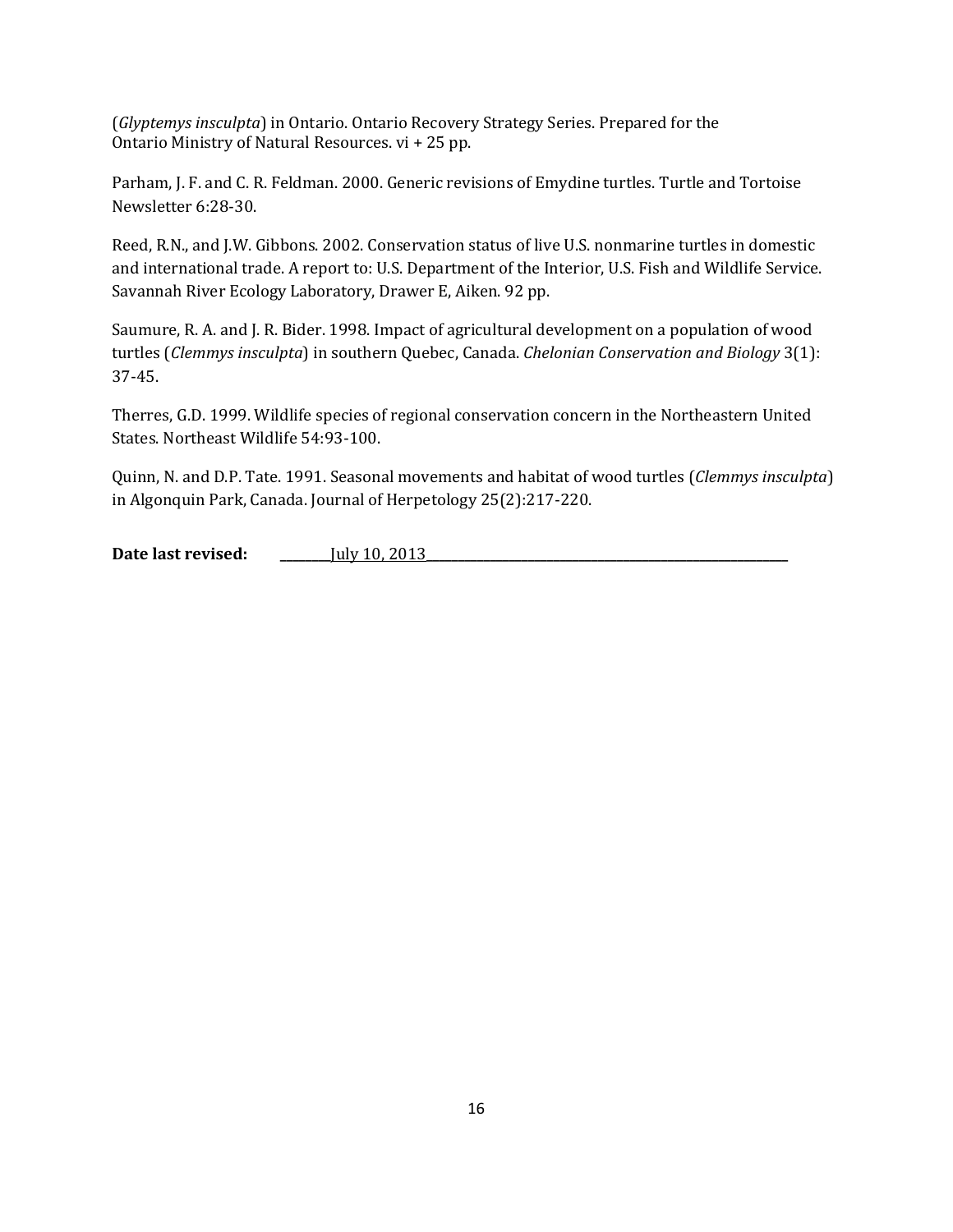(*Glyptemys insculpta*) in Ontario. Ontario Recovery Strategy Series. Prepared for the Ontario Ministry of Natural Resources. vi + 25 pp.

Parham, J. F. and C. R. Feldman. 2000. Generic revisions of Emydine turtles. Turtle and Tortoise Newsletter 6:28-30.

Reed, R.N., and J.W. Gibbons. 2002. Conservation status of live U.S. nonmarine turtles in domestic and international trade. A report to: U.S. Department of the Interior, U.S. Fish and Wildlife Service. Savannah River Ecology Laboratory, Drawer E, Aiken. 92 pp.

Saumure, R. A. and J. R. Bider. 1998. Impact of agricultural development on a population of wood turtles (*Clemmys insculpta*) in southern Quebec, Canada. *Chelonian Conservation and Biology* 3(1): 37-45.

Therres, G.D. 1999. Wildlife species of regional conservation concern in the Northeastern United States. Northeast Wildlife 54:93-100.

Quinn, N. and D.P. Tate. 1991. Seasonal movements and habitat of wood turtles (*Clemmys insculpta*) in Algonquin Park, Canada. Journal of Herpetology 25(2):217-220.

**Date last revised:** July 10, 2013